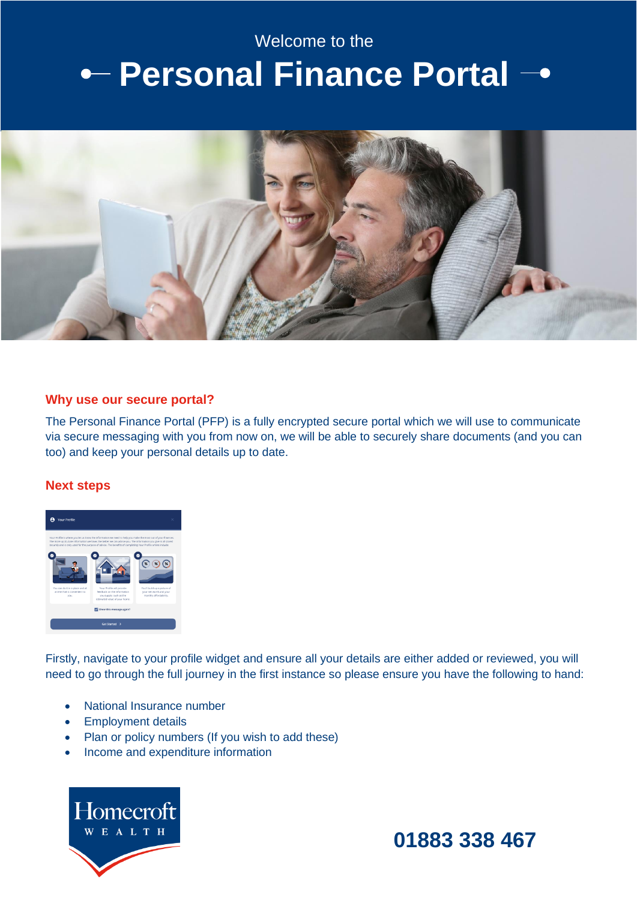Welcome to the

# Personal Finance Portal

## Why use our secure portal?

The Personal Finance Portal (PFP) is a fully encrypted secure portal which we will use to communicate via secure messaging with you from now on, we will be able to securely share documents (and you can too) and keep your personal details up to date.

## Next steps

Firstly, navigate to your profile widget and ensure all your details are either added or reviewed, you will need to go through the full journey in the first instance so please ensure you have the following to hand:

- National Insurance number
- Employment details
- Plan or policy numbers (If you wish to add these)
- Income and expenditure information

Homecroft WEALTH

**01883 338 467**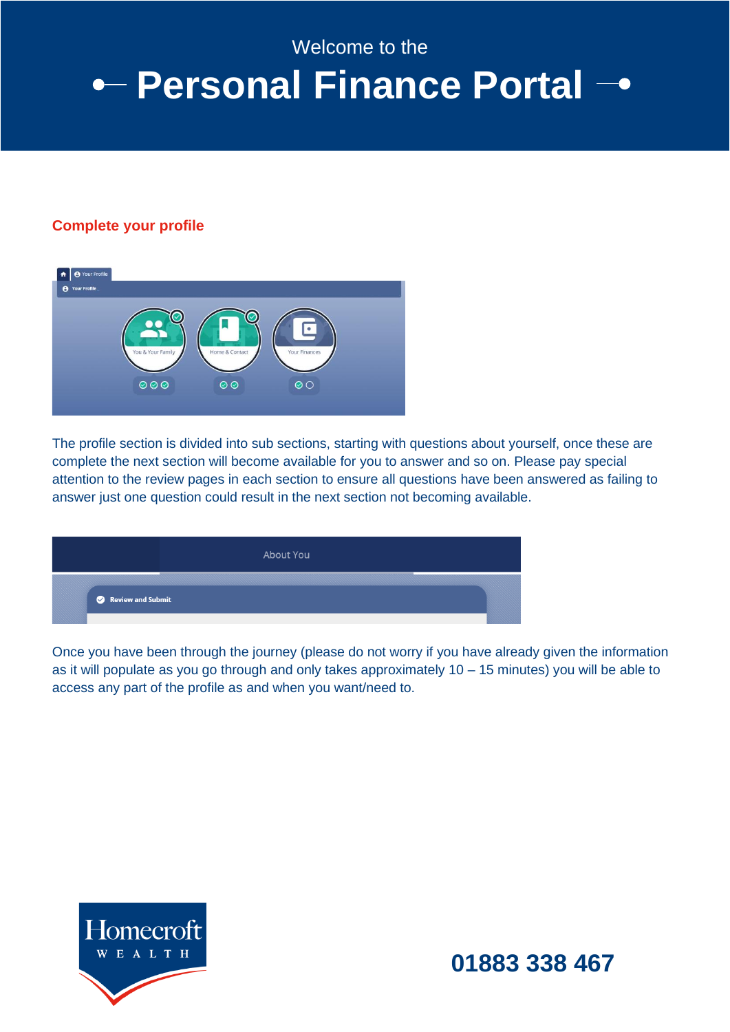Welcome to the

# Personal Finance Portal

## Complete your profile

The profile section is divided into sub sections, starting with questions about yourself, once these are complete the next section will become available for you to answer and so on. Please pay special attention to the review pages in each section to ensure all questions have been answered as failing to answer just one question could result in the next section not becoming available.

Once you have been through the journey (please do not worry if you have already given the information as it will populate as you go through and only takes approximately 10 – 15 minutes) you will be able to access any part of the profile as and when you want/need to.

Homecroft WEALTH

**01883 338 467**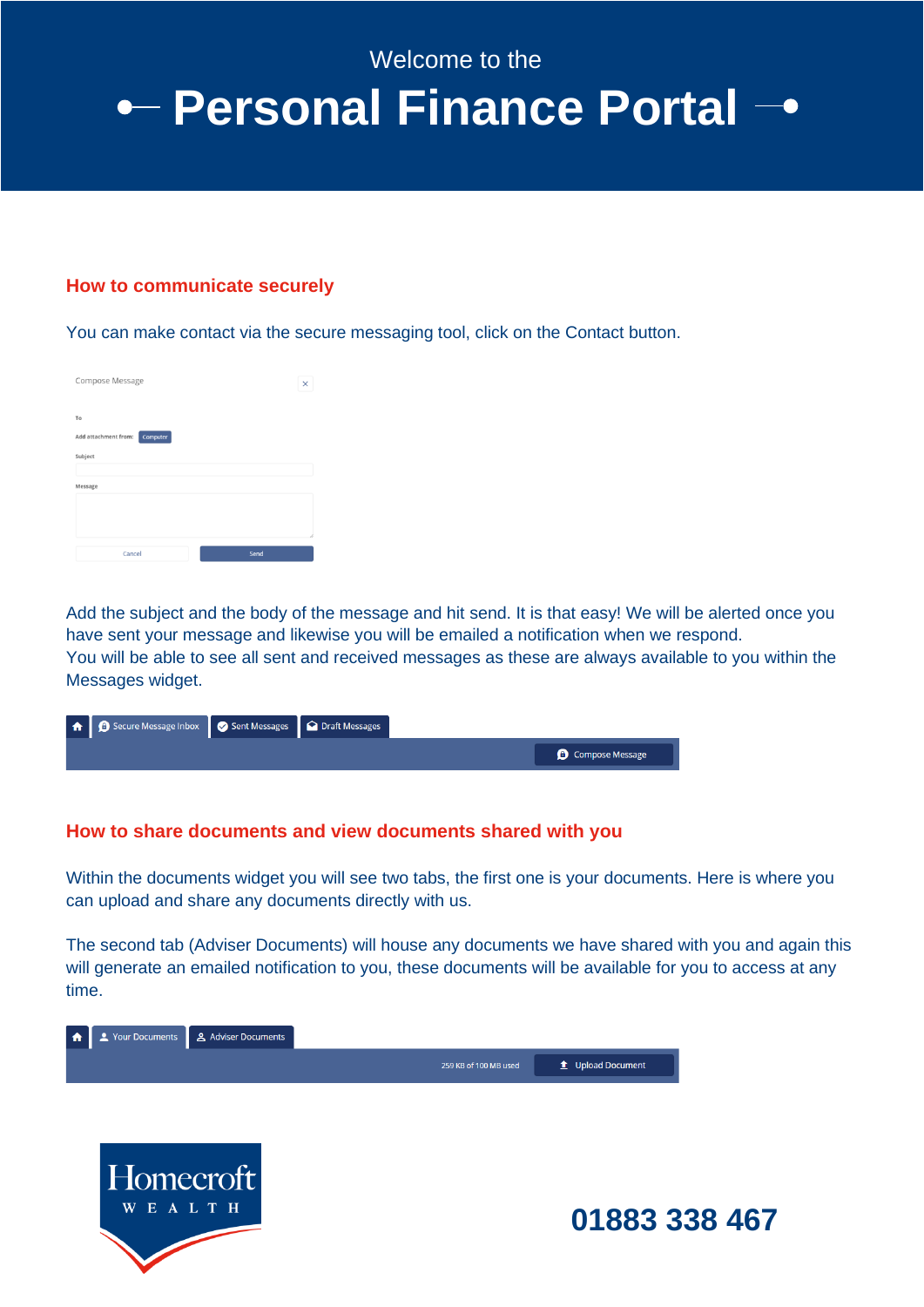Welcome to the

# Personal Finance Portal

## How to communicate securely

You can make contact via the secure messaging tool, click on the Contact button.

Compose Message

To

Add attachment from: Computer

Subject

Message

Cancel Send

Add the subject and the body of the message and hit send. It is that easy! We will be alerted once you have sent your message and likewise you will be emailed a notification when we respond.
You will be able to see all sent and received messages as these are always available to you within the Messages widget.

Secure Message Inbox | Sent Messages | Draft Messages

Compose Message

## How to share documents and view documents shared with you

Within the documents widget you will see two tabs, the first one is your documents. Here is where you can upload and share any documents directly with us.

The second tab (Adviser Documents) will house any documents we have shared with you and again this will generate an emailed notification to you, these documents will be available for you to access at any time.

Your Documents | Adviser Documents

259 KB of 100 MB used

Upload Document

Homecroft WEALTH

**01883 338 467**